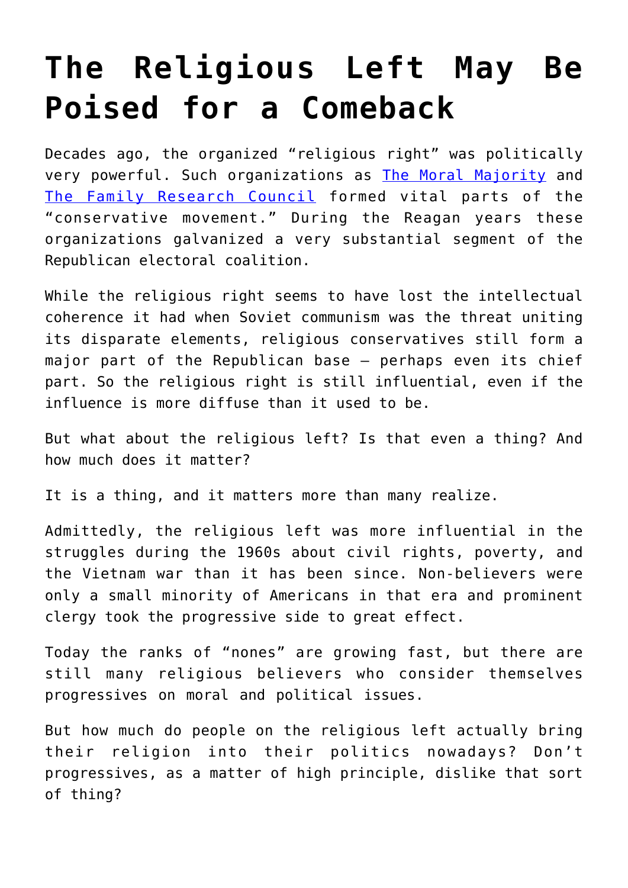# The Religious Left May Be Poised for a Comeback

Decades ago, the organized "religious right" was politically very powerful. Such organizations as [The Moral Majority]() and [The Family Research Council]() formed vital parts of the "conservative movement." During the Reagan years these organizations galvanized a very substantial segment of the Republican electoral coalition.

While the religious right seems to have lost the intellectual coherence it had when Soviet communism was the threat uniting its disparate elements, religious conservatives still form a major part of the Republican base – perhaps even its chief part. So the religious right is still influential, even if the influence is more diffuse than it used to be.

But what about the religious left? Is that even a thing? And how much does it matter?

It is a thing, and it matters more than many realize.

Admittedly, the religious left was more influential in the struggles during the 1960s about civil rights, poverty, and the Vietnam war than it has been since. Non-believers were only a small minority of Americans in that era and prominent clergy took the progressive side to great effect.

Today the ranks of "nones" are growing fast, but there are still many religious believers who consider themselves progressives on moral and political issues.

But how much do people on the religious left actually bring their religion into their politics nowadays? Don't progressives, as a matter of high principle, dislike that sort of thing?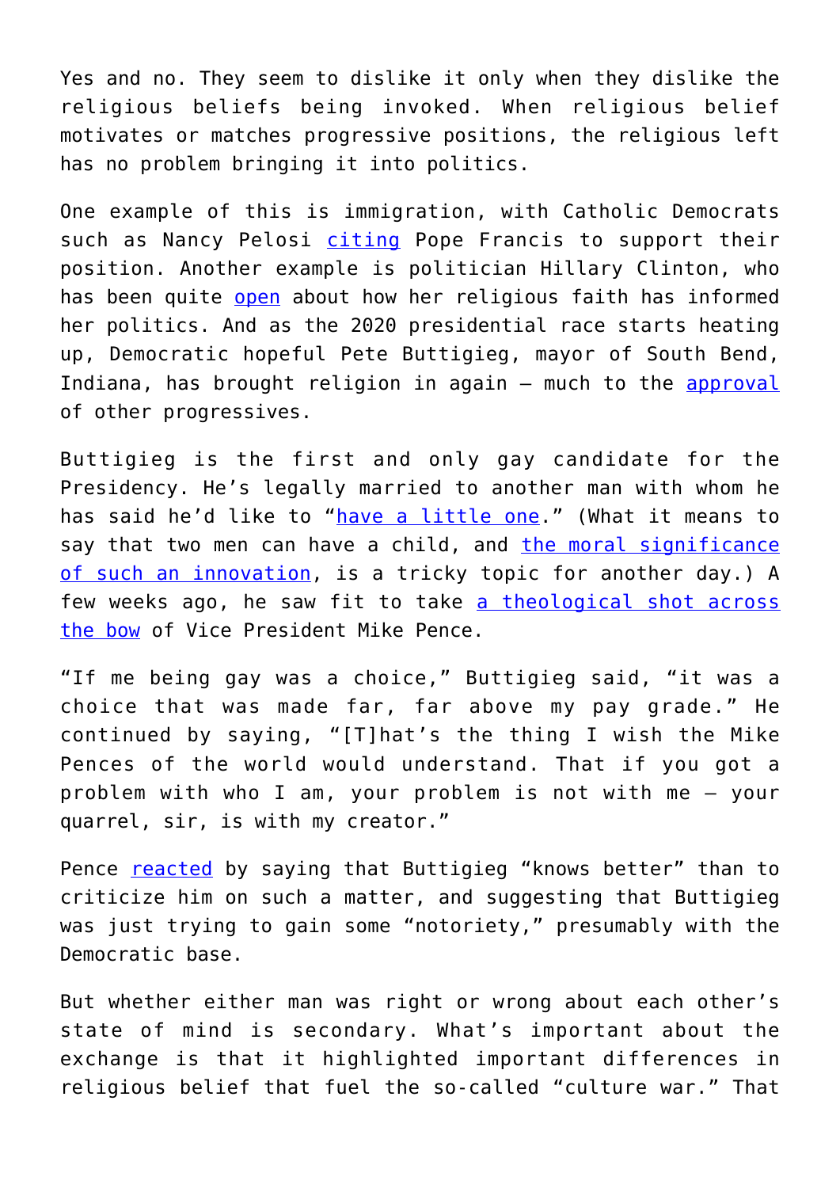Yes and no. They seem to dislike it only when they dislike the religious beliefs being invoked. When religious belief motivates or matches progressive positions, the religious left has no problem bringing it into politics.

One example of this is immigration, with Catholic Democrats such as Nancy Pelosi citing Pope Francis to support their position. Another example is politician Hillary Clinton, who has been quite open about how her religious faith has informed her politics. And as the 2020 presidential race starts heating up, Democratic hopeful Pete Buttigieg, mayor of South Bend, Indiana, has brought religion in again – much to the approval of other progressives.

Buttigieg is the first and only gay candidate for the Presidency. He's legally married to another man with whom he has said he'd like to "have a little one." (What it means to say that two men can have a child, and the moral significance of such an innovation, is a tricky topic for another day.) A few weeks ago, he saw fit to take a theological shot across the bow of Vice President Mike Pence.

"If me being gay was a choice," Buttigieg said, "it was a choice that was made far, far above my pay grade." He continued by saying, "[T]hat's the thing I wish the Mike Pences of the world would understand. That if you got a problem with who I am, your problem is not with me – your quarrel, sir, is with my creator."

Pence reacted by saying that Buttigieg "knows better" than to criticize him on such a matter, and suggesting that Buttigieg was just trying to gain some "notoriety," presumably with the Democratic base.

But whether either man was right or wrong about each other's state of mind is secondary. What's important about the exchange is that it highlighted important differences in religious belief that fuel the so-called "culture war." That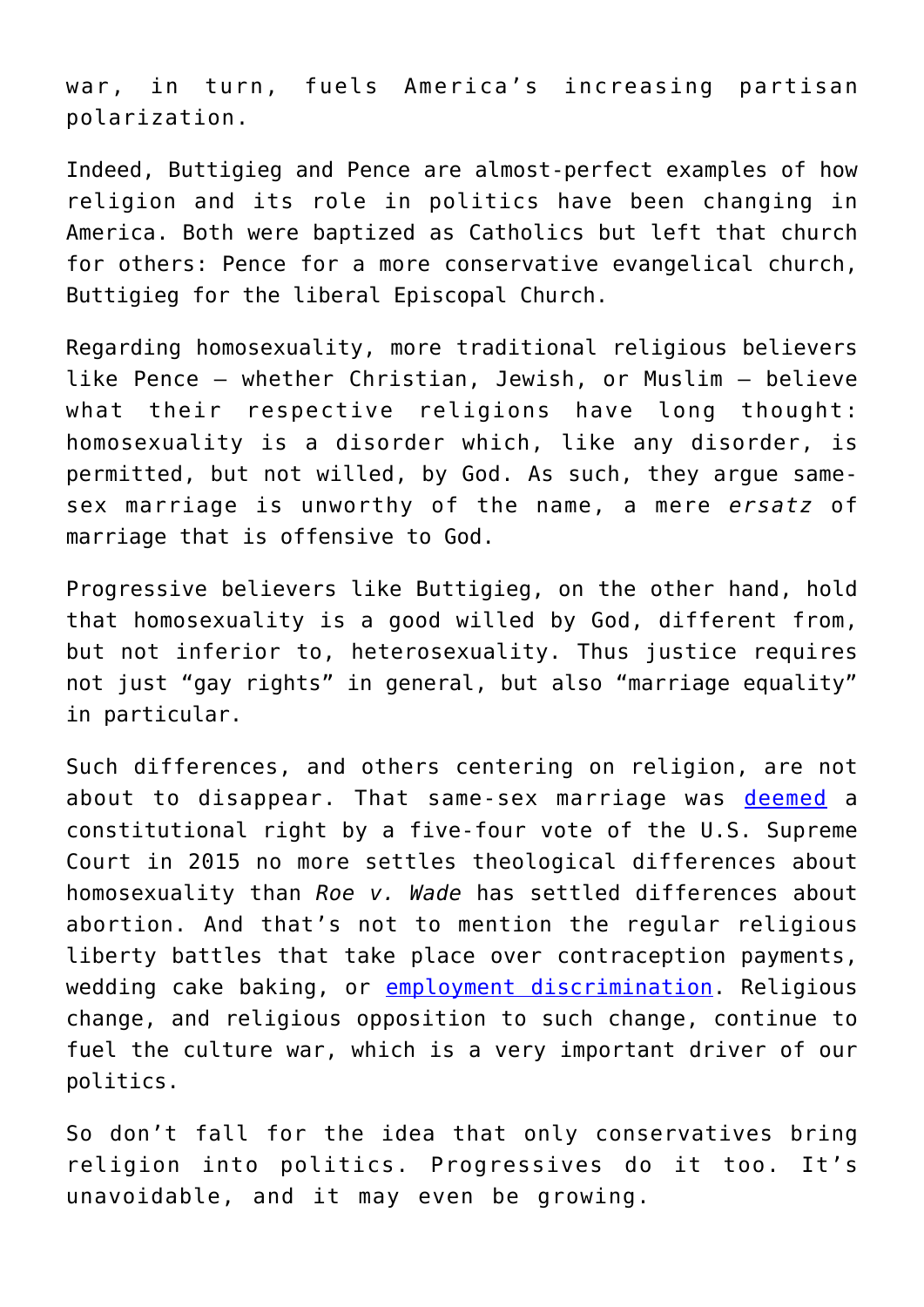war, in turn, fuels America's increasing partisan polarization.

Indeed, Buttigieg and Pence are almost-perfect examples of how religion and its role in politics have been changing in America. Both were baptized as Catholics but left that church for others: Pence for a more conservative evangelical church, Buttigieg for the liberal Episcopal Church.

Regarding homosexuality, more traditional religious believers like Pence – whether Christian, Jewish, or Muslim – believe what their respective religions have long thought: homosexuality is a disorder which, like any disorder, is permitted, but not willed, by God. As such, they argue same-sex marriage is unworthy of the name, a mere *ersatz* of marriage that is offensive to God.

Progressive believers like Buttigieg, on the other hand, hold that homosexuality is a good willed by God, different from, but not inferior to, heterosexuality. Thus justice requires not just "gay rights" in general, but also "marriage equality" in particular.

Such differences, and others centering on religion, are not about to disappear. That same-sex marriage was [deemed] a constitutional right by a five-four vote of the U.S. Supreme Court in 2015 no more settles theological differences about homosexuality than *Roe v. Wade* has settled differences about abortion. And that's not to mention the regular religious liberty battles that take place over contraception payments, wedding cake baking, or [employment discrimination]. Religious change, and religious opposition to such change, continue to fuel the culture war, which is a very important driver of our politics.

So don't fall for the idea that only conservatives bring religion into politics. Progressives do it too. It's unavoidable, and it may even be growing.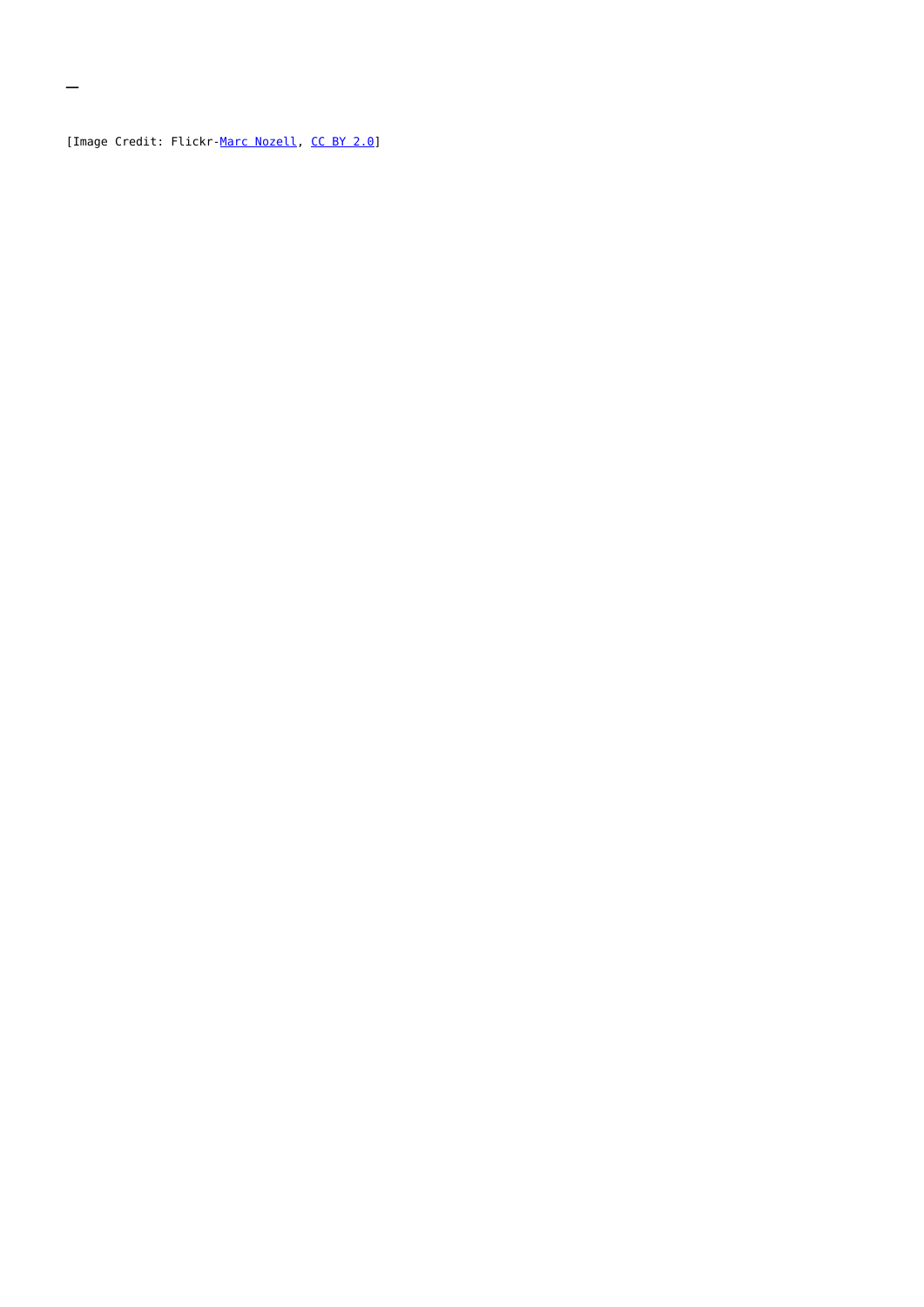—

[Image Credit: Flickr-Marc Nozell, CC BY 2.0]